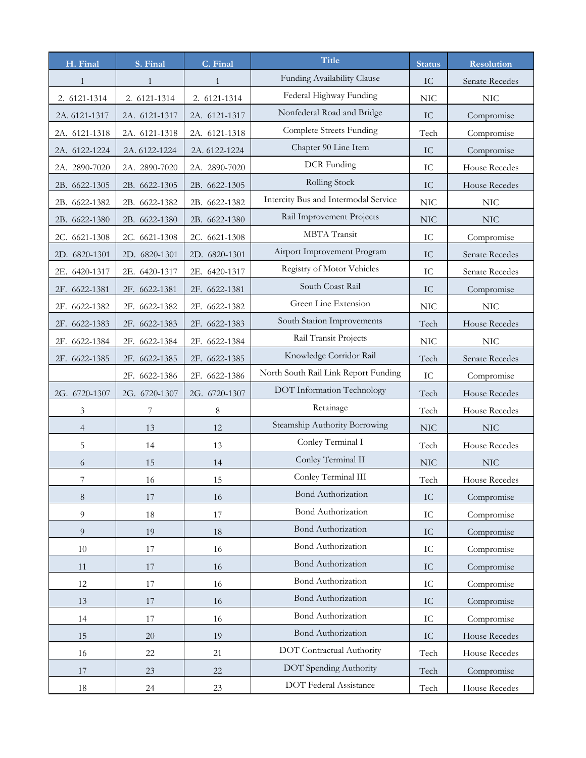| H. Final | S. Final | C. Final | Title | Status | Resolution |
|---|---|---|---|---|---|
| 1 | 1 | 1 | Funding Availability Clause | IC | Senate Recedes |
| 2. 6121-1314 | 2. 6121-1314 | 2. 6121-1314 | Federal Highway Funding | NIC | NIC |
| 2A. 6121-1317 | 2A. 6121-1317 | 2A. 6121-1317 | Nonfederal Road and Bridge | IC | Compromise |
| 2A. 6121-1318 | 2A. 6121-1318 | 2A. 6121-1318 | Complete Streets Funding | Tech | Compromise |
| 2A. 6122-1224 | 2A. 6122-1224 | 2A. 6122-1224 | Chapter 90 Line Item | IC | Compromise |
| 2A. 2890-7020 | 2A. 2890-7020 | 2A. 2890-7020 | DCR Funding | IC | House Recedes |
| 2B. 6622-1305 | 2B. 6622-1305 | 2B. 6622-1305 | Rolling Stock | IC | House Recedes |
| 2B. 6622-1382 | 2B. 6622-1382 | 2B. 6622-1382 | Intercity Bus and Intermodal Service | NIC | NIC |
| 2B. 6622-1380 | 2B. 6622-1380 | 2B. 6622-1380 | Rail Improvement Projects | NIC | NIC |
| 2C. 6621-1308 | 2C. 6621-1308 | 2C. 6621-1308 | MBTA Transit | IC | Compromise |
| 2D. 6820-1301 | 2D. 6820-1301 | 2D. 6820-1301 | Airport Improvement Program | IC | Senate Recedes |
| 2E. 6420-1317 | 2E. 6420-1317 | 2E. 6420-1317 | Registry of Motor Vehicles | IC | Senate Recedes |
| 2F. 6622-1381 | 2F. 6622-1381 | 2F. 6622-1381 | South Coast Rail | IC | Compromise |
| 2F. 6622-1382 | 2F. 6622-1382 | 2F. 6622-1382 | Green Line Extension | NIC | NIC |
| 2F. 6622-1383 | 2F. 6622-1383 | 2F. 6622-1383 | South Station Improvements | Tech | House Recedes |
| 2F. 6622-1384 | 2F. 6622-1384 | 2F. 6622-1384 | Rail Transit Projects | NIC | NIC |
| 2F. 6622-1385 | 2F. 6622-1385 | 2F. 6622-1385 | Knowledge Corridor Rail | Tech | Senate Recedes |
| | 2F. 6622-1386 | 2F. 6622-1386 | North South Rail Link Report Funding | IC | Compromise |
| 2G. 6720-1307 | 2G. 6720-1307 | 2G. 6720-1307 | DOT Information Technology | Tech | House Recedes |
| 3 | 7 | 8 | Retainage | Tech | House Recedes |
| 4 | 13 | 12 | Steamship Authority Borrowing | NIC | NIC |
| 5 | 14 | 13 | Conley Terminal I | Tech | House Recedes |
| 6 | 15 | 14 | Conley Terminal II | NIC | NIC |
| 7 | 16 | 15 | Conley Terminal III | Tech | House Recedes |
| 8 | 17 | 16 | Bond Authorization | IC | Compromise |
| 9 | 18 | 17 | Bond Authorization | IC | Compromise |
| 9 | 19 | 18 | Bond Authorization | IC | Compromise |
| 10 | 17 | 16 | Bond Authorization | IC | Compromise |
| 11 | 17 | 16 | Bond Authorization | IC | Compromise |
| 12 | 17 | 16 | Bond Authorization | IC | Compromise |
| 13 | 17 | 16 | Bond Authorization | IC | Compromise |
| 14 | 17 | 16 | Bond Authorization | IC | Compromise |
| 15 | 20 | 19 | Bond Authorization | IC | House Recedes |
| 16 | 22 | 21 | DOT Contractual Authority | Tech | House Recedes |
| 17 | 23 | 22 | DOT Spending Authority | Tech | Compromise |
| 18 | 24 | 23 | DOT Federal Assistance | Tech | House Recedes |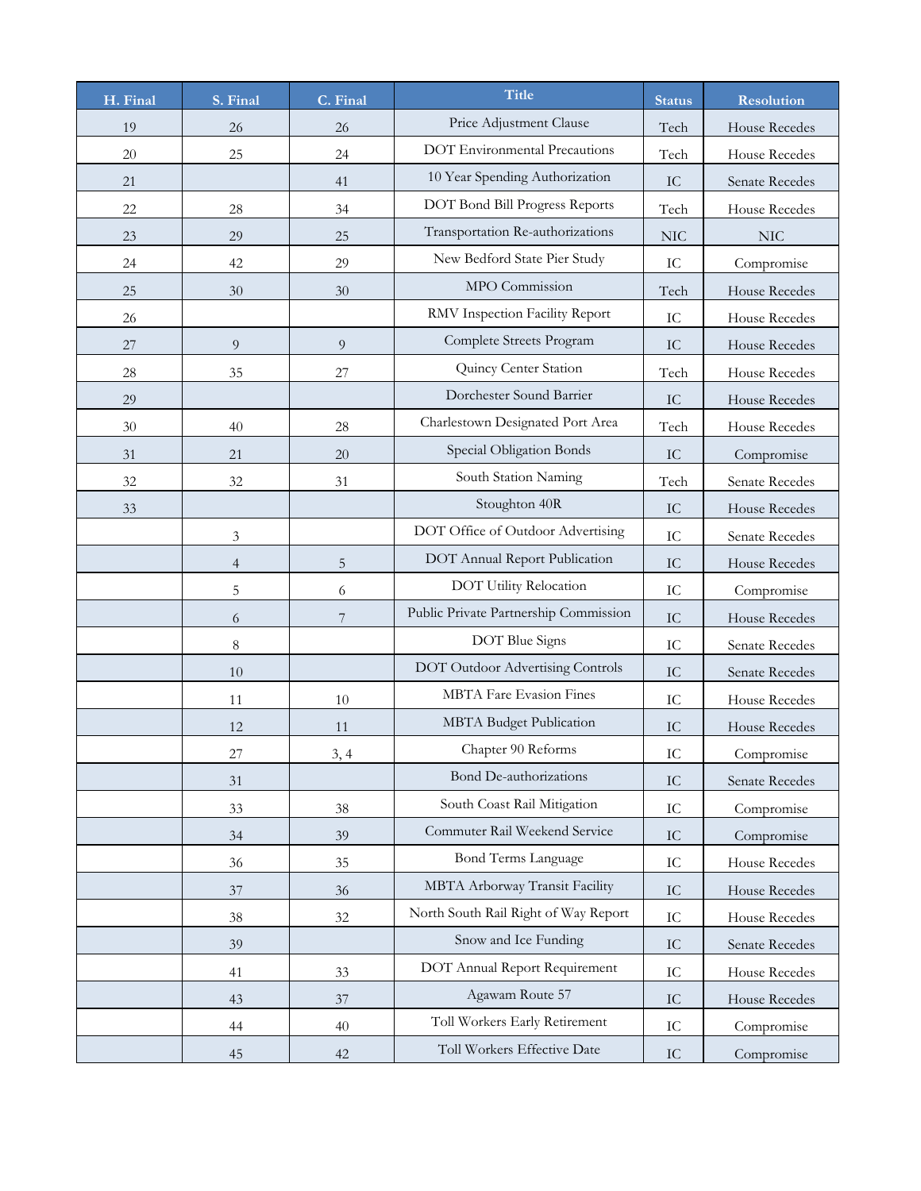| H. Final | S. Final | C. Final | Title | Status | Resolution |
| --- | --- | --- | --- | --- | --- |
| 19 | 26 | 26 | Price Adjustment Clause | Tech | House Recedes |
| 20 | 25 | 24 | DOT Environmental Precautions | Tech | House Recedes |
| 21 | | 41 | 10 Year Spending Authorization | IC | Senate Recedes |
| 22 | 28 | 34 | DOT Bond Bill Progress Reports | Tech | House Recedes |
| 23 | 29 | 25 | Transportation Re-authorizations | NIC | NIC |
| 24 | 42 | 29 | New Bedford State Pier Study | IC | Compromise |
| 25 | 30 | 30 | MPO Commission | Tech | House Recedes |
| 26 | | | RMV Inspection Facility Report | IC | House Recedes |
| 27 | 9 | 9 | Complete Streets Program | IC | House Recedes |
| 28 | 35 | 27 | Quincy Center Station | Tech | House Recedes |
| 29 | | | Dorchester Sound Barrier | IC | House Recedes |
| 30 | 40 | 28 | Charlestown Designated Port Area | Tech | House Recedes |
| 31 | 21 | 20 | Special Obligation Bonds | IC | Compromise |
| 32 | 32 | 31 | South Station Naming | Tech | Senate Recedes |
| 33 | | | Stoughton 40R | IC | House Recedes |
| | 3 | | DOT Office of Outdoor Advertising | IC | Senate Recedes |
| | 4 | 5 | DOT Annual Report Publication | IC | House Recedes |
| | 5 | 6 | DOT Utility Relocation | IC | Compromise |
| | 6 | 7 | Public Private Partnership Commission | IC | House Recedes |
| | 8 | | DOT Blue Signs | IC | Senate Recedes |
| | 10 | | DOT Outdoor Advertising Controls | IC | Senate Recedes |
| | 11 | 10 | MBTA Fare Evasion Fines | IC | House Recedes |
| | 12 | 11 | MBTA Budget Publication | IC | House Recedes |
| | 27 | 3, 4 | Chapter 90 Reforms | IC | Compromise |
| | 31 | | Bond De-authorizations | IC | Senate Recedes |
| | 33 | 38 | South Coast Rail Mitigation | IC | Compromise |
| | 34 | 39 | Commuter Rail Weekend Service | IC | Compromise |
| | 36 | 35 | Bond Terms Language | IC | House Recedes |
| | 37 | 36 | MBTA Arborway Transit Facility | IC | House Recedes |
| | 38 | 32 | North South Rail Right of Way Report | IC | House Recedes |
| | 39 | | Snow and Ice Funding | IC | Senate Recedes |
| | 41 | 33 | DOT Annual Report Requirement | IC | House Recedes |
| | 43 | 37 | Agawam Route 57 | IC | House Recedes |
| | 44 | 40 | Toll Workers Early Retirement | IC | Compromise |
| | 45 | 42 | Toll Workers Effective Date | IC | Compromise |